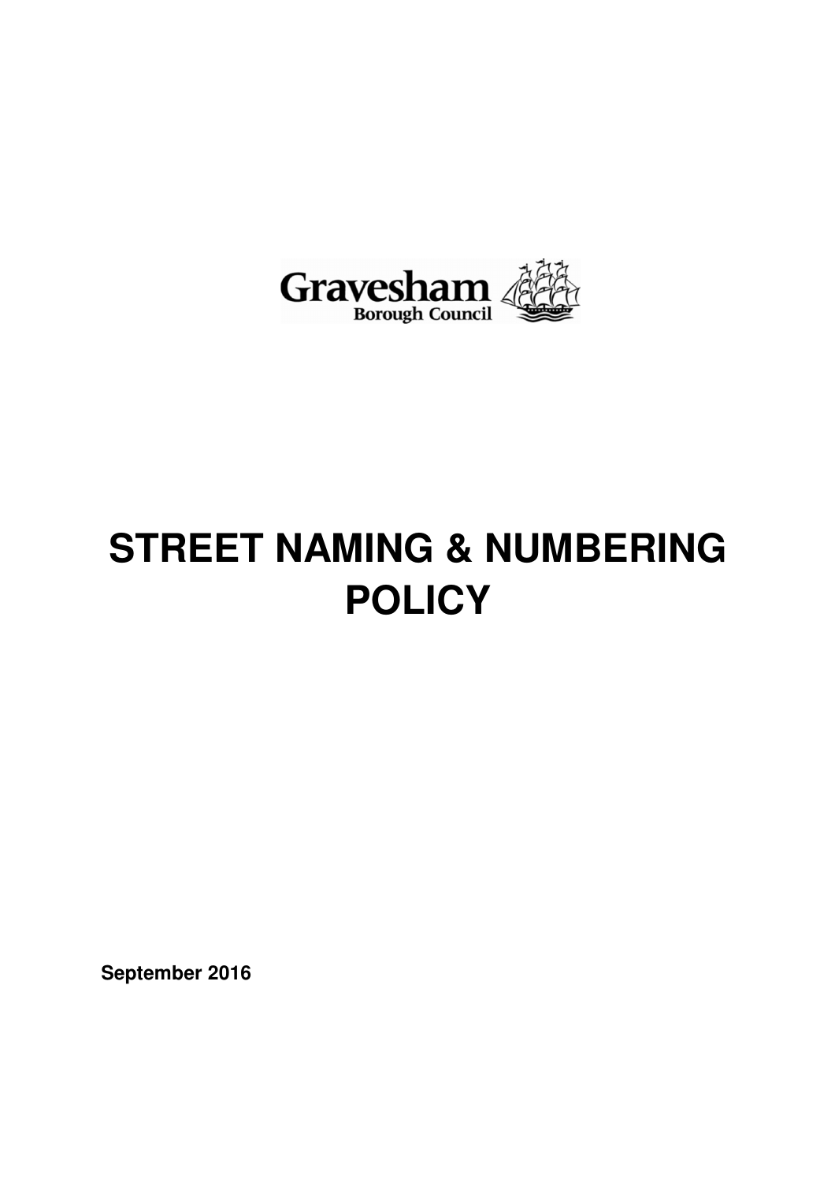Gravesham
Borough Council

# STREET NAMING & NUMBERING POLICY

**September 2016**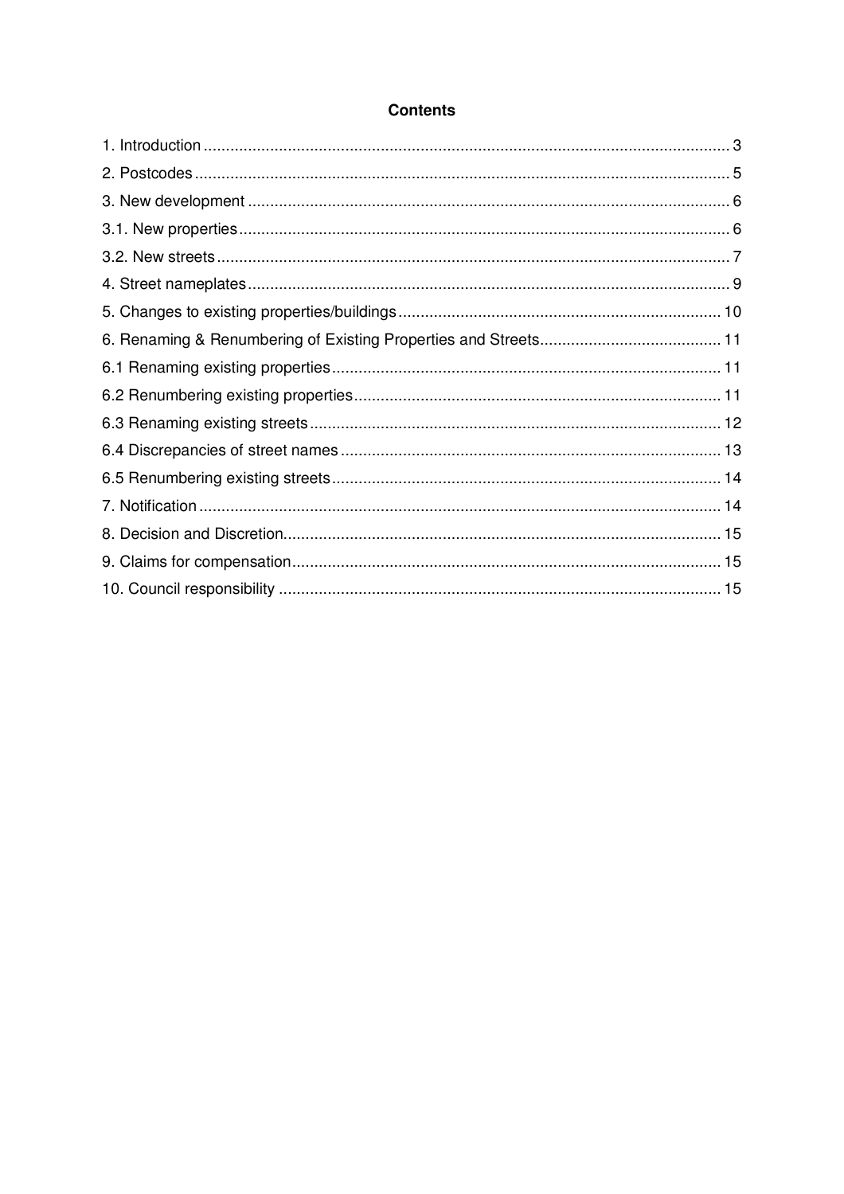## Contents

1. Introduction ..... 3
2. Postcodes ..... 5
3. New development ..... 6
3.1. New properties ..... 6
3.2. New streets ..... 7
4. Street nameplates ..... 9
5. Changes to existing properties/buildings ..... 10
6. Renaming & Renumbering of Existing Properties and Streets ..... 11
6.1 Renaming existing properties ..... 11
6.2 Renumbering existing properties ..... 11
6.3 Renaming existing streets ..... 12
6.4 Discrepancies of street names ..... 13
6.5 Renumbering existing streets ..... 14
7. Notification ..... 14
8. Decision and Discretion ..... 15
9. Claims for compensation ..... 15
10. Council responsibility ..... 15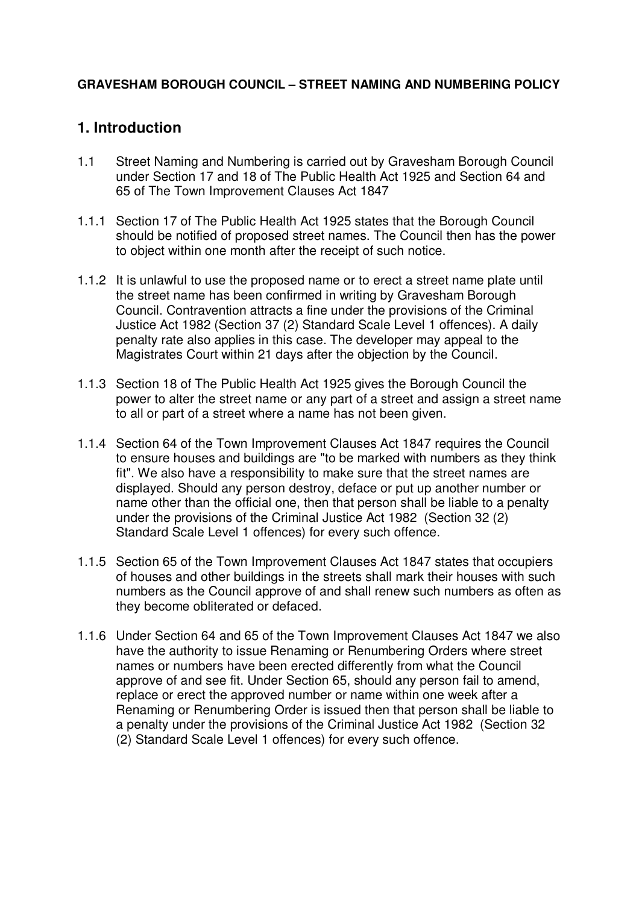**GRAVESHAM BOROUGH COUNCIL – STREET NAMING AND NUMBERING POLICY**

# 1. Introduction

1.1 Street Naming and Numbering is carried out by Gravesham Borough Council under Section 17 and 18 of The Public Health Act 1925 and Section 64 and 65 of The Town Improvement Clauses Act 1847

1.1.1 Section 17 of The Public Health Act 1925 states that the Borough Council should be notified of proposed street names. The Council then has the power to object within one month after the receipt of such notice.

1.1.2 It is unlawful to use the proposed name or to erect a street name plate until the street name has been confirmed in writing by Gravesham Borough Council. Contravention attracts a fine under the provisions of the Criminal Justice Act 1982 (Section 37 (2) Standard Scale Level 1 offences). A daily penalty rate also applies in this case. The developer may appeal to the Magistrates Court within 21 days after the objection by the Council.

1.1.3 Section 18 of The Public Health Act 1925 gives the Borough Council the power to alter the street name or any part of a street and assign a street name to all or part of a street where a name has not been given.

1.1.4 Section 64 of the Town Improvement Clauses Act 1847 requires the Council to ensure houses and buildings are "to be marked with numbers as they think fit". We also have a responsibility to make sure that the street names are displayed. Should any person destroy, deface or put up another number or name other than the official one, then that person shall be liable to a penalty under the provisions of the Criminal Justice Act 1982 (Section 32 (2) Standard Scale Level 1 offences) for every such offence.

1.1.5 Section 65 of the Town Improvement Clauses Act 1847 states that occupiers of houses and other buildings in the streets shall mark their houses with such numbers as the Council approve of and shall renew such numbers as often as they become obliterated or defaced.

1.1.6 Under Section 64 and 65 of the Town Improvement Clauses Act 1847 we also have the authority to issue Renaming or Renumbering Orders where street names or numbers have been erected differently from what the Council approve of and see fit. Under Section 65, should any person fail to amend, replace or erect the approved number or name within one week after a Renaming or Renumbering Order is issued then that person shall be liable to a penalty under the provisions of the Criminal Justice Act 1982 (Section 32 (2) Standard Scale Level 1 offences) for every such offence.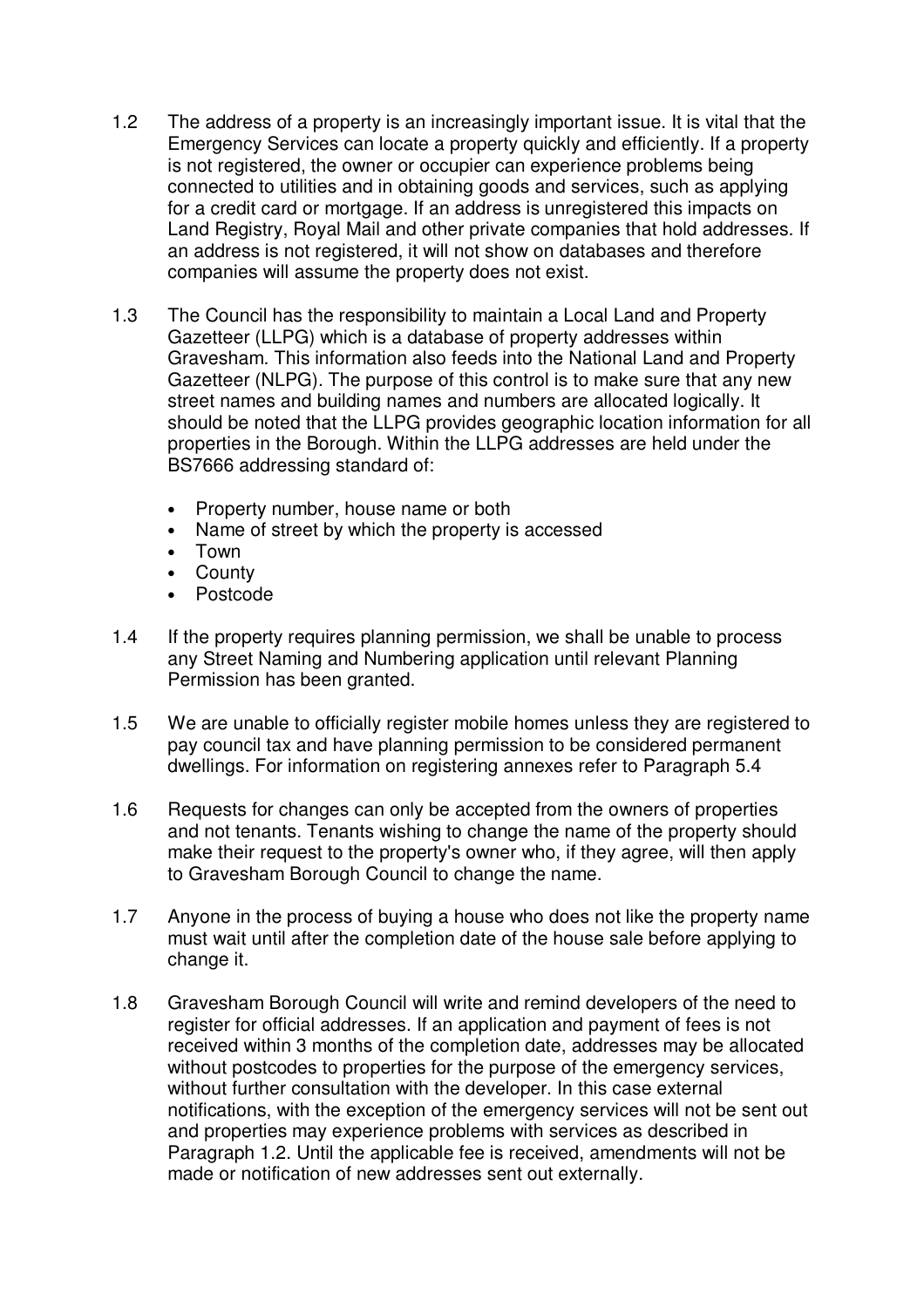1.2 The address of a property is an increasingly important issue. It is vital that the Emergency Services can locate a property quickly and efficiently. If a property is not registered, the owner or occupier can experience problems being connected to utilities and in obtaining goods and services, such as applying for a credit card or mortgage. If an address is unregistered this impacts on Land Registry, Royal Mail and other private companies that hold addresses. If an address is not registered, it will not show on databases and therefore companies will assume the property does not exist.

1.3 The Council has the responsibility to maintain a Local Land and Property Gazetteer (LLPG) which is a database of property addresses within Gravesham. This information also feeds into the National Land and Property Gazetteer (NLPG). The purpose of this control is to make sure that any new street names and building names and numbers are allocated logically. It should be noted that the LLPG provides geographic location information for all properties in the Borough. Within the LLPG addresses are held under the BS7666 addressing standard of:

- Property number, house name or both
- Name of street by which the property is accessed
- Town
- County
- Postcode

1.4 If the property requires planning permission, we shall be unable to process any Street Naming and Numbering application until relevant Planning Permission has been granted.

1.5 We are unable to officially register mobile homes unless they are registered to pay council tax and have planning permission to be considered permanent dwellings. For information on registering annexes refer to Paragraph 5.4

1.6 Requests for changes can only be accepted from the owners of properties and not tenants. Tenants wishing to change the name of the property should make their request to the property's owner who, if they agree, will then apply to Gravesham Borough Council to change the name.

1.7 Anyone in the process of buying a house who does not like the property name must wait until after the completion date of the house sale before applying to change it.

1.8 Gravesham Borough Council will write and remind developers of the need to register for official addresses. If an application and payment of fees is not received within 3 months of the completion date, addresses may be allocated without postcodes to properties for the purpose of the emergency services, without further consultation with the developer. In this case external notifications, with the exception of the emergency services will not be sent out and properties may experience problems with services as described in Paragraph 1.2. Until the applicable fee is received, amendments will not be made or notification of new addresses sent out externally.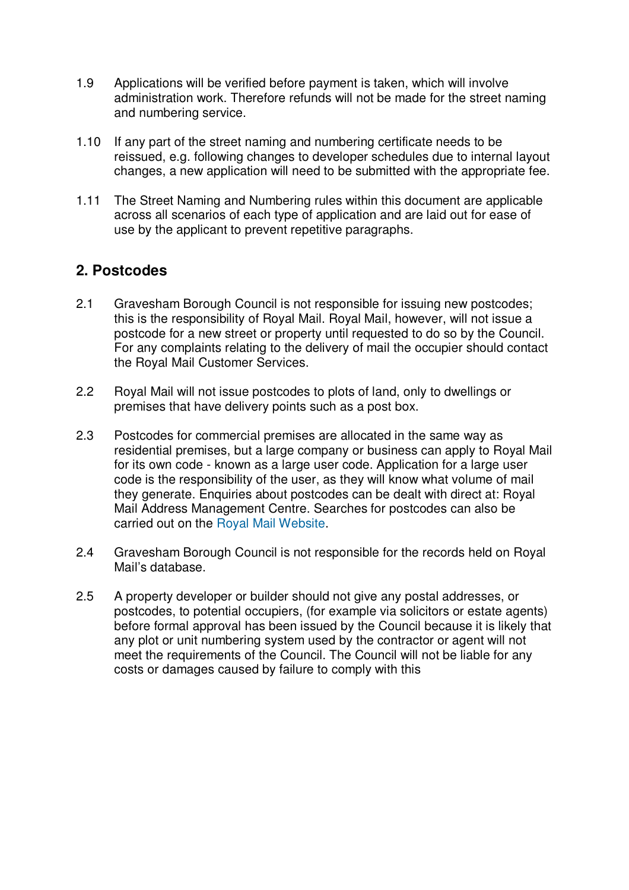1.9 Applications will be verified before payment is taken, which will involve administration work. Therefore refunds will not be made for the street naming and numbering service.

1.10 If any part of the street naming and numbering certificate needs to be reissued, e.g. following changes to developer schedules due to internal layout changes, a new application will need to be submitted with the appropriate fee.

1.11 The Street Naming and Numbering rules within this document are applicable across all scenarios of each type of application and are laid out for ease of use by the applicant to prevent repetitive paragraphs.

## 2. Postcodes

2.1 Gravesham Borough Council is not responsible for issuing new postcodes; this is the responsibility of Royal Mail. Royal Mail, however, will not issue a postcode for a new street or property until requested to do so by the Council. For any complaints relating to the delivery of mail the occupier should contact the Royal Mail Customer Services.

2.2 Royal Mail will not issue postcodes to plots of land, only to dwellings or premises that have delivery points such as a post box.

2.3 Postcodes for commercial premises are allocated in the same way as residential premises, but a large company or business can apply to Royal Mail for its own code - known as a large user code. Application for a large user code is the responsibility of the user, as they will know what volume of mail they generate. Enquiries about postcodes can be dealt with direct at: Royal Mail Address Management Centre. Searches for postcodes can also be carried out on the Royal Mail Website.

2.4 Gravesham Borough Council is not responsible for the records held on Royal Mail's database.

2.5 A property developer or builder should not give any postal addresses, or postcodes, to potential occupiers, (for example via solicitors or estate agents) before formal approval has been issued by the Council because it is likely that any plot or unit numbering system used by the contractor or agent will not meet the requirements of the Council. The Council will not be liable for any costs or damages caused by failure to comply with this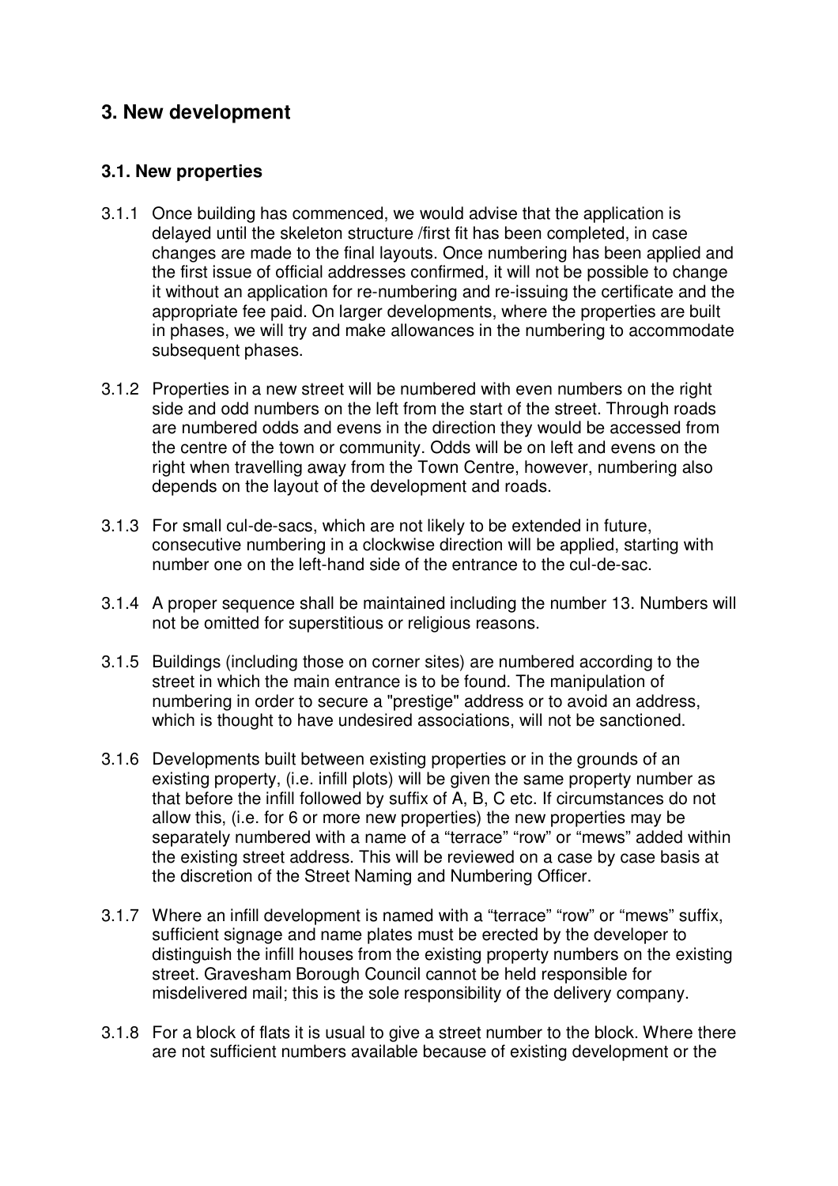## 3. New development

### 3.1. New properties

3.1.1 Once building has commenced, we would advise that the application is delayed until the skeleton structure /first fit has been completed, in case changes are made to the final layouts. Once numbering has been applied and the first issue of official addresses confirmed, it will not be possible to change it without an application for re-numbering and re-issuing the certificate and the appropriate fee paid. On larger developments, where the properties are built in phases, we will try and make allowances in the numbering to accommodate subsequent phases.

3.1.2 Properties in a new street will be numbered with even numbers on the right side and odd numbers on the left from the start of the street. Through roads are numbered odds and evens in the direction they would be accessed from the centre of the town or community. Odds will be on left and evens on the right when travelling away from the Town Centre, however, numbering also depends on the layout of the development and roads.

3.1.3 For small cul-de-sacs, which are not likely to be extended in future, consecutive numbering in a clockwise direction will be applied, starting with number one on the left-hand side of the entrance to the cul-de-sac.

3.1.4 A proper sequence shall be maintained including the number 13. Numbers will not be omitted for superstitious or religious reasons.

3.1.5 Buildings (including those on corner sites) are numbered according to the street in which the main entrance is to be found. The manipulation of numbering in order to secure a "prestige" address or to avoid an address, which is thought to have undesired associations, will not be sanctioned.

3.1.6 Developments built between existing properties or in the grounds of an existing property, (i.e. infill plots) will be given the same property number as that before the infill followed by suffix of A, B, C etc. If circumstances do not allow this, (i.e. for 6 or more new properties) the new properties may be separately numbered with a name of a "terrace" "row" or "mews" added within the existing street address. This will be reviewed on a case by case basis at the discretion of the Street Naming and Numbering Officer.

3.1.7 Where an infill development is named with a "terrace" "row" or "mews" suffix, sufficient signage and name plates must be erected by the developer to distinguish the infill houses from the existing property numbers on the existing street. Gravesham Borough Council cannot be held responsible for misdelivered mail; this is the sole responsibility of the delivery company.

3.1.8 For a block of flats it is usual to give a street number to the block. Where there are not sufficient numbers available because of existing development or the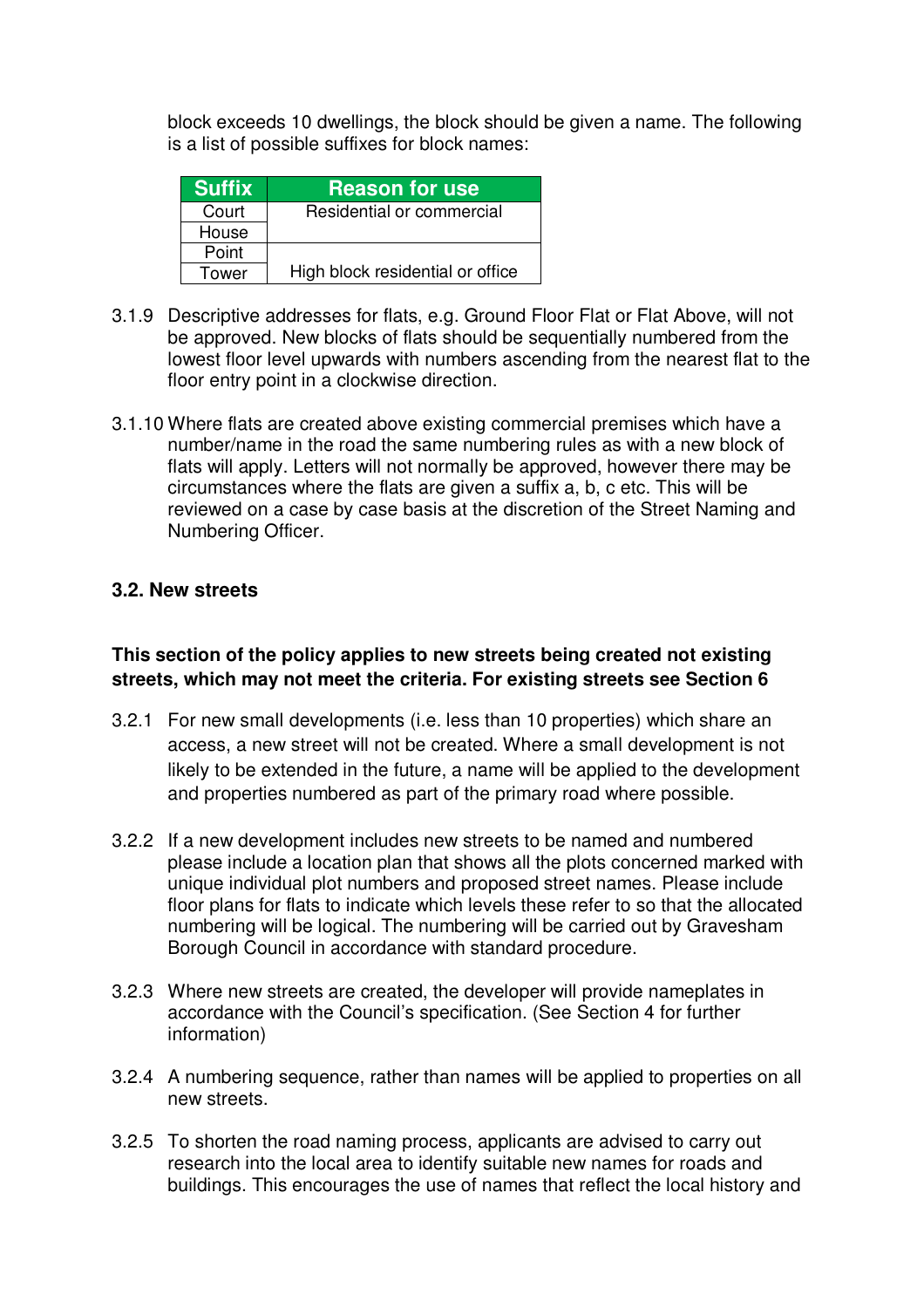block exceeds 10 dwellings, the block should be given a name. The following is a list of possible suffixes for block names:

| Suffix | Reason for use |
| --- | --- |
| Court | Residential or commercial |
| House | |
| Point | |
| Tower | High block residential or office |

3.1.9 Descriptive addresses for flats, e.g. Ground Floor Flat or Flat Above, will not be approved. New blocks of flats should be sequentially numbered from the lowest floor level upwards with numbers ascending from the nearest flat to the floor entry point in a clockwise direction.

3.1.10 Where flats are created above existing commercial premises which have a number/name in the road the same numbering rules as with a new block of flats will apply. Letters will not normally be approved, however there may be circumstances where the flats are given a suffix a, b, c etc. This will be reviewed on a case by case basis at the discretion of the Street Naming and Numbering Officer.

### 3.2. New streets

**This section of the policy applies to new streets being created not existing streets, which may not meet the criteria. For existing streets see Section 6**

3.2.1 For new small developments (i.e. less than 10 properties) which share an access, a new street will not be created. Where a small development is not likely to be extended in the future, a name will be applied to the development and properties numbered as part of the primary road where possible.

3.2.2 If a new development includes new streets to be named and numbered please include a location plan that shows all the plots concerned marked with unique individual plot numbers and proposed street names. Please include floor plans for flats to indicate which levels these refer to so that the allocated numbering will be logical. The numbering will be carried out by Gravesham Borough Council in accordance with standard procedure.

3.2.3 Where new streets are created, the developer will provide nameplates in accordance with the Council's specification. (See Section 4 for further information)

3.2.4 A numbering sequence, rather than names will be applied to properties on all new streets.

3.2.5 To shorten the road naming process, applicants are advised to carry out research into the local area to identify suitable new names for roads and buildings. This encourages the use of names that reflect the local history and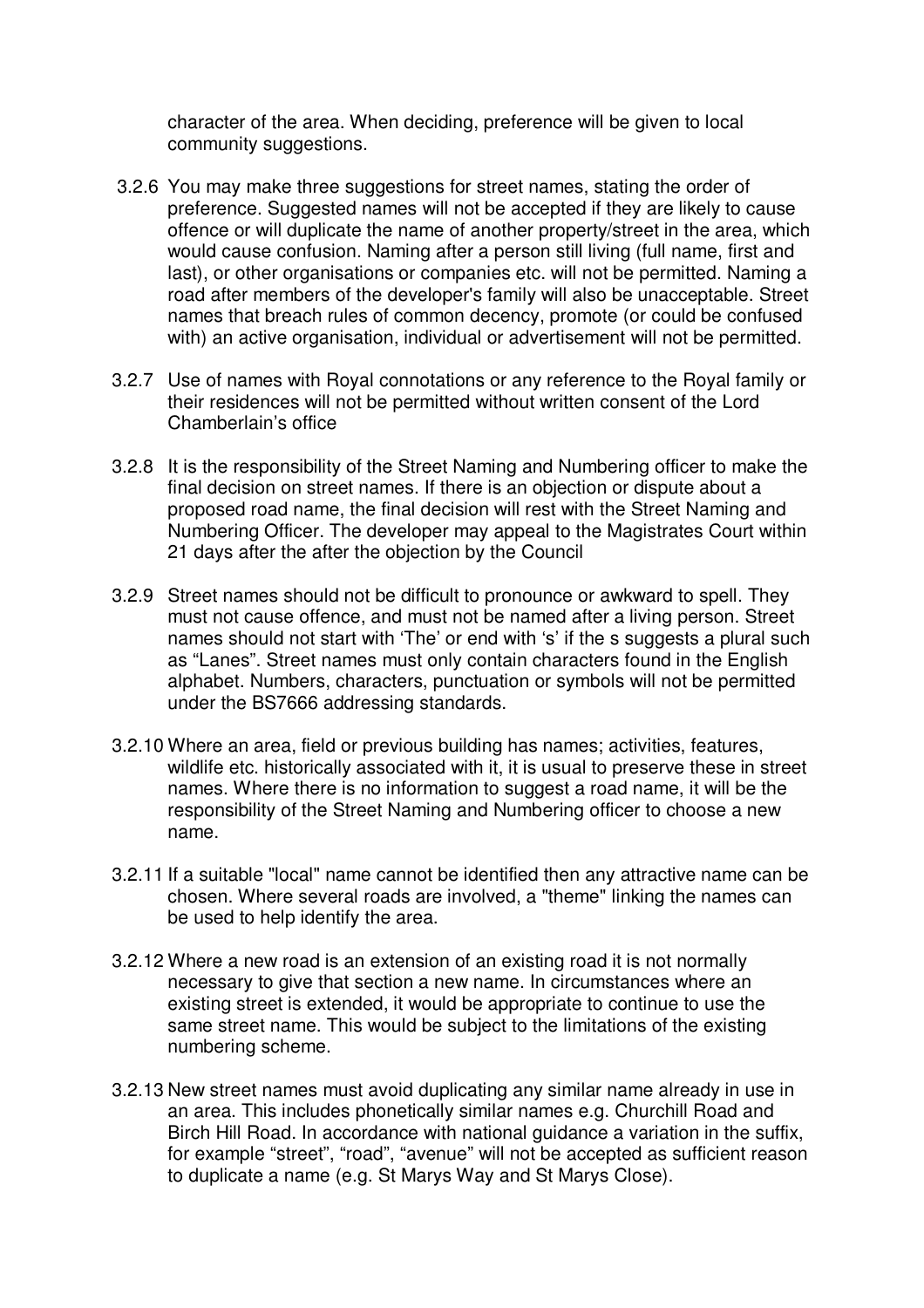character of the area. When deciding, preference will be given to local community suggestions.

3.2.6 You may make three suggestions for street names, stating the order of preference. Suggested names will not be accepted if they are likely to cause offence or will duplicate the name of another property/street in the area, which would cause confusion. Naming after a person still living (full name, first and last), or other organisations or companies etc. will not be permitted. Naming a road after members of the developer's family will also be unacceptable. Street names that breach rules of common decency, promote (or could be confused with) an active organisation, individual or advertisement will not be permitted.

3.2.7 Use of names with Royal connotations or any reference to the Royal family or their residences will not be permitted without written consent of the Lord Chamberlain's office

3.2.8 It is the responsibility of the Street Naming and Numbering officer to make the final decision on street names. If there is an objection or dispute about a proposed road name, the final decision will rest with the Street Naming and Numbering Officer. The developer may appeal to the Magistrates Court within 21 days after the after the objection by the Council

3.2.9 Street names should not be difficult to pronounce or awkward to spell. They must not cause offence, and must not be named after a living person. Street names should not start with 'The' or end with 's' if the s suggests a plural such as "Lanes". Street names must only contain characters found in the English alphabet. Numbers, characters, punctuation or symbols will not be permitted under the BS7666 addressing standards.

3.2.10 Where an area, field or previous building has names; activities, features, wildlife etc. historically associated with it, it is usual to preserve these in street names. Where there is no information to suggest a road name, it will be the responsibility of the Street Naming and Numbering officer to choose a new name.

3.2.11 If a suitable "local" name cannot be identified then any attractive name can be chosen. Where several roads are involved, a "theme" linking the names can be used to help identify the area.

3.2.12 Where a new road is an extension of an existing road it is not normally necessary to give that section a new name. In circumstances where an existing street is extended, it would be appropriate to continue to use the same street name. This would be subject to the limitations of the existing numbering scheme.

3.2.13 New street names must avoid duplicating any similar name already in use in an area. This includes phonetically similar names e.g. Churchill Road and Birch Hill Road. In accordance with national guidance a variation in the suffix, for example "street", "road", "avenue" will not be accepted as sufficient reason to duplicate a name (e.g. St Marys Way and St Marys Close).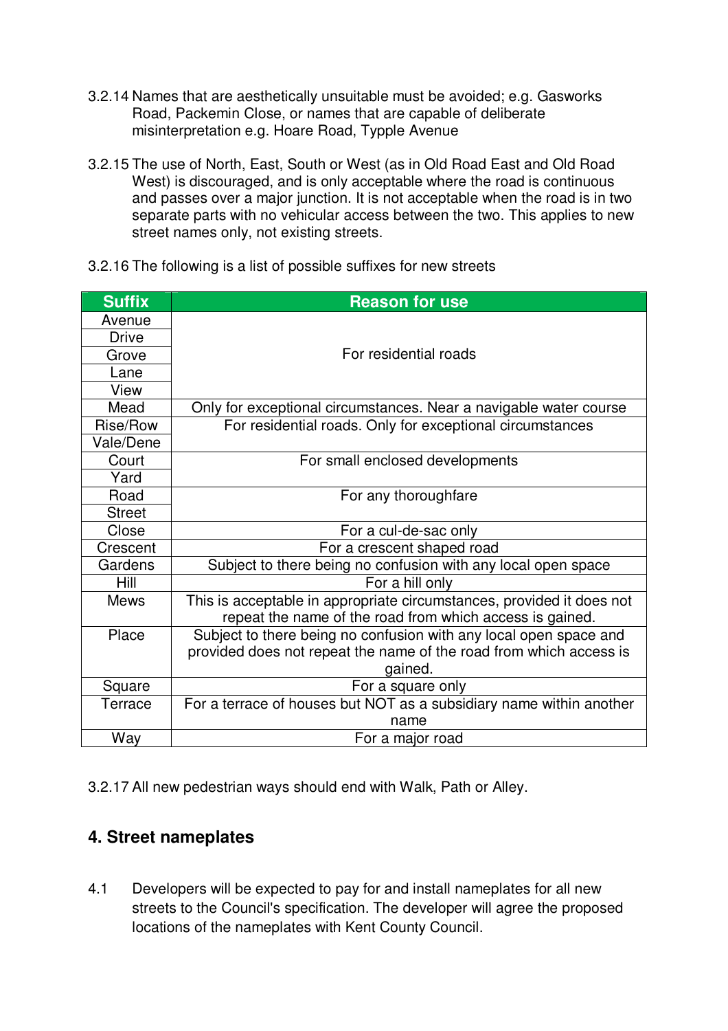3.2.14 Names that are aesthetically unsuitable must be avoided; e.g. Gasworks Road, Packemin Close, or names that are capable of deliberate misinterpretation e.g. Hoare Road, Typple Avenue

3.2.15 The use of North, East, South or West (as in Old Road East and Old Road West) is discouraged, and is only acceptable where the road is continuous and passes over a major junction. It is not acceptable when the road is in two separate parts with no vehicular access between the two. This applies to new street names only, not existing streets.

3.2.16 The following is a list of possible suffixes for new streets

| Suffix | Reason for use |
|---|---|
| Avenue | For residential roads |
| Drive | |
| Grove | |
| Lane | |
| View | |
| Mead | Only for exceptional circumstances. Near a navigable water course |
| Rise/Row | For residential roads. Only for exceptional circumstances |
| Vale/Dene | |
| Court | For small enclosed developments |
| Yard | |
| Road | For any thoroughfare |
| Street | |
| Close | For a cul-de-sac only |
| Crescent | For a crescent shaped road |
| Gardens | Subject to there being no confusion with any local open space |
| Hill | For a hill only |
| Mews | This is acceptable in appropriate circumstances, provided it does not repeat the name of the road from which access is gained. |
| Place | Subject to there being no confusion with any local open space and provided does not repeat the name of the road from which access is gained. |
| Square | For a square only |
| Terrace | For a terrace of houses but NOT as a subsidiary name within another name |
| Way | For a major road |

3.2.17 All new pedestrian ways should end with Walk, Path or Alley.

## 4. Street nameplates

4.1 Developers will be expected to pay for and install nameplates for all new streets to the Council's specification. The developer will agree the proposed locations of the nameplates with Kent County Council.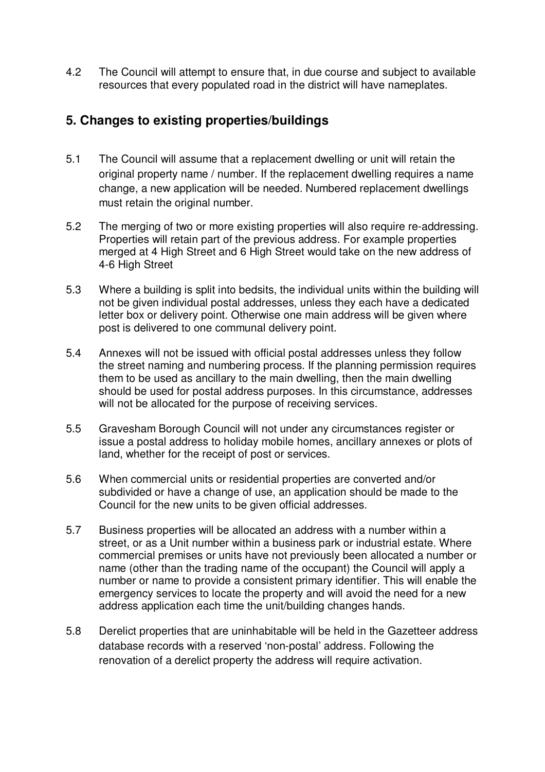4.2 The Council will attempt to ensure that, in due course and subject to available resources that every populated road in the district will have nameplates.

## 5. Changes to existing properties/buildings

5.1 The Council will assume that a replacement dwelling or unit will retain the original property name / number. If the replacement dwelling requires a name change, a new application will be needed. Numbered replacement dwellings must retain the original number.

5.2 The merging of two or more existing properties will also require re-addressing. Properties will retain part of the previous address. For example properties merged at 4 High Street and 6 High Street would take on the new address of 4-6 High Street

5.3 Where a building is split into bedsits, the individual units within the building will not be given individual postal addresses, unless they each have a dedicated letter box or delivery point. Otherwise one main address will be given where post is delivered to one communal delivery point.

5.4 Annexes will not be issued with official postal addresses unless they follow the street naming and numbering process. If the planning permission requires them to be used as ancillary to the main dwelling, then the main dwelling should be used for postal address purposes. In this circumstance, addresses will not be allocated for the purpose of receiving services.

5.5 Gravesham Borough Council will not under any circumstances register or issue a postal address to holiday mobile homes, ancillary annexes or plots of land, whether for the receipt of post or services.

5.6 When commercial units or residential properties are converted and/or subdivided or have a change of use, an application should be made to the Council for the new units to be given official addresses.

5.7 Business properties will be allocated an address with a number within a street, or as a Unit number within a business park or industrial estate. Where commercial premises or units have not previously been allocated a number or name (other than the trading name of the occupant) the Council will apply a number or name to provide a consistent primary identifier. This will enable the emergency services to locate the property and will avoid the need for a new address application each time the unit/building changes hands.

5.8 Derelict properties that are uninhabitable will be held in the Gazetteer address database records with a reserved 'non-postal' address. Following the renovation of a derelict property the address will require activation.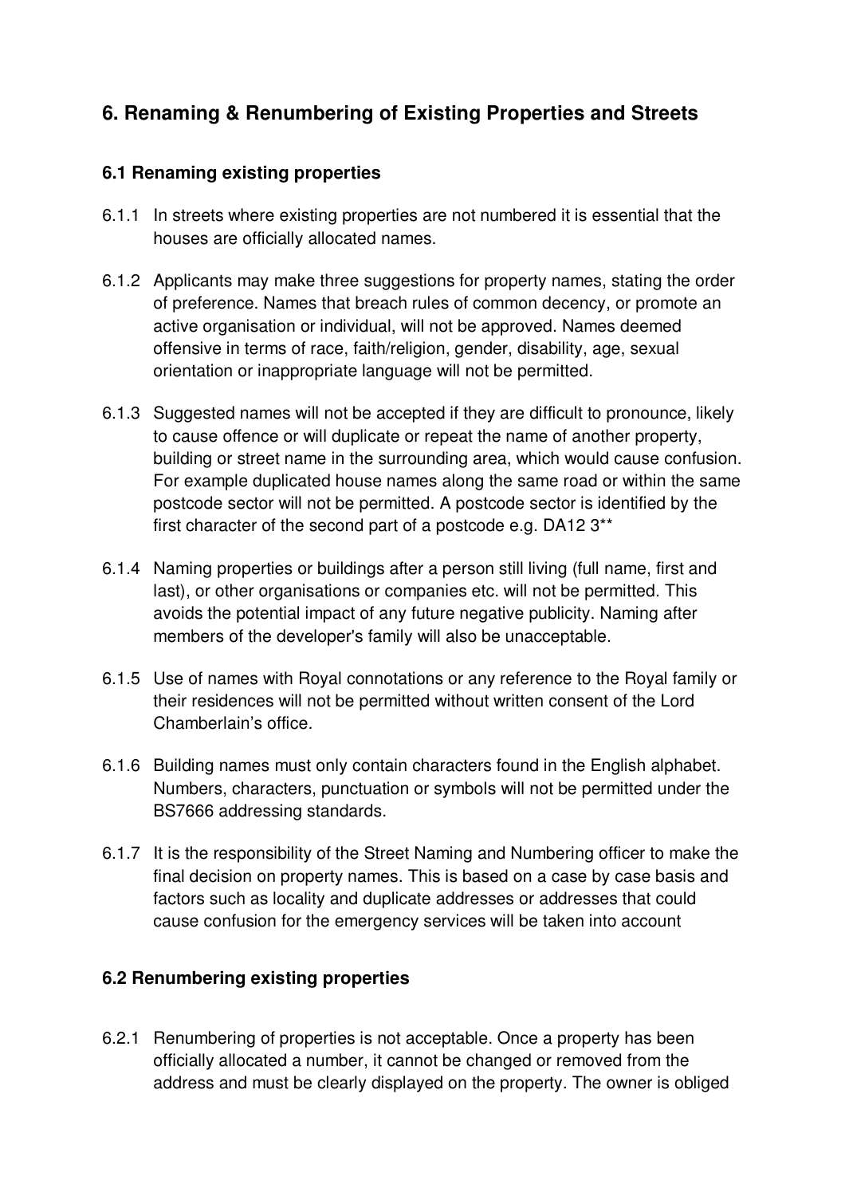## 6. Renaming & Renumbering of Existing Properties and Streets

### 6.1 Renaming existing properties

6.1.1 In streets where existing properties are not numbered it is essential that the houses are officially allocated names.

6.1.2 Applicants may make three suggestions for property names, stating the order of preference. Names that breach rules of common decency, or promote an active organisation or individual, will not be approved. Names deemed offensive in terms of race, faith/religion, gender, disability, age, sexual orientation or inappropriate language will not be permitted.

6.1.3 Suggested names will not be accepted if they are difficult to pronounce, likely to cause offence or will duplicate or repeat the name of another property, building or street name in the surrounding area, which would cause confusion. For example duplicated house names along the same road or within the same postcode sector will not be permitted. A postcode sector is identified by the first character of the second part of a postcode e.g. DA12 3**

6.1.4 Naming properties or buildings after a person still living (full name, first and last), or other organisations or companies etc. will not be permitted. This avoids the potential impact of any future negative publicity. Naming after members of the developer's family will also be unacceptable.

6.1.5 Use of names with Royal connotations or any reference to the Royal family or their residences will not be permitted without written consent of the Lord Chamberlain's office.

6.1.6 Building names must only contain characters found in the English alphabet. Numbers, characters, punctuation or symbols will not be permitted under the BS7666 addressing standards.

6.1.7 It is the responsibility of the Street Naming and Numbering officer to make the final decision on property names. This is based on a case by case basis and factors such as locality and duplicate addresses or addresses that could cause confusion for the emergency services will be taken into account

### 6.2 Renumbering existing properties

6.2.1 Renumbering of properties is not acceptable. Once a property has been officially allocated a number, it cannot be changed or removed from the address and must be clearly displayed on the property. The owner is obliged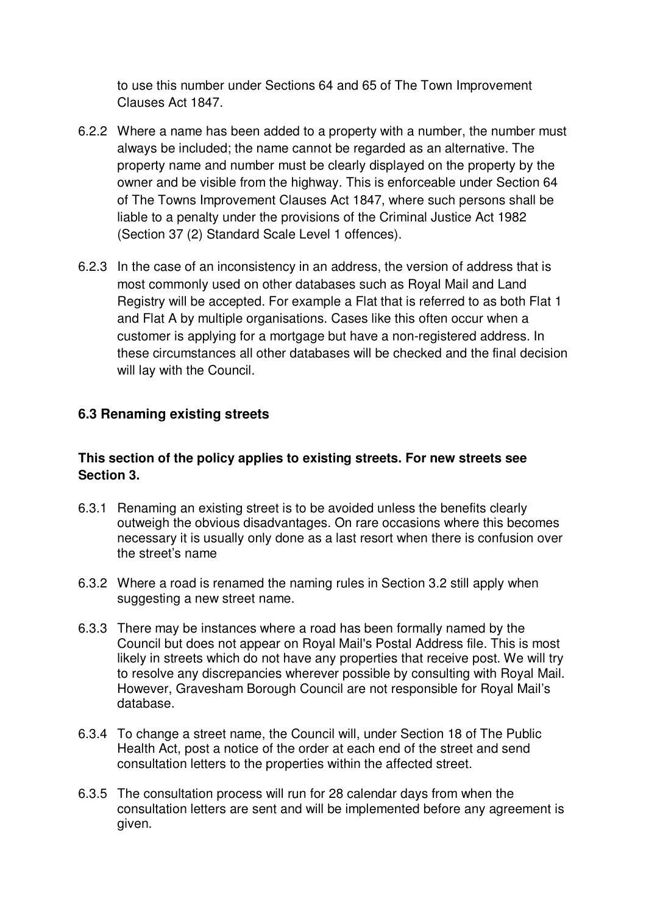to use this number under Sections 64 and 65 of The Town Improvement Clauses Act 1847.

6.2.2 Where a name has been added to a property with a number, the number must always be included; the name cannot be regarded as an alternative. The property name and number must be clearly displayed on the property by the owner and be visible from the highway. This is enforceable under Section 64 of The Towns Improvement Clauses Act 1847, where such persons shall be liable to a penalty under the provisions of the Criminal Justice Act 1982 (Section 37 (2) Standard Scale Level 1 offences).

6.2.3 In the case of an inconsistency in an address, the version of address that is most commonly used on other databases such as Royal Mail and Land Registry will be accepted. For example a Flat that is referred to as both Flat 1 and Flat A by multiple organisations. Cases like this often occur when a customer is applying for a mortgage but have a non-registered address. In these circumstances all other databases will be checked and the final decision will lay with the Council.

### 6.3 Renaming existing streets

**This section of the policy applies to existing streets. For new streets see Section 3.**

6.3.1 Renaming an existing street is to be avoided unless the benefits clearly outweigh the obvious disadvantages. On rare occasions where this becomes necessary it is usually only done as a last resort when there is confusion over the street's name

6.3.2 Where a road is renamed the naming rules in Section 3.2 still apply when suggesting a new street name.

6.3.3 There may be instances where a road has been formally named by the Council but does not appear on Royal Mail's Postal Address file. This is most likely in streets which do not have any properties that receive post. We will try to resolve any discrepancies wherever possible by consulting with Royal Mail. However, Gravesham Borough Council are not responsible for Royal Mail's database.

6.3.4 To change a street name, the Council will, under Section 18 of The Public Health Act, post a notice of the order at each end of the street and send consultation letters to the properties within the affected street.

6.3.5 The consultation process will run for 28 calendar days from when the consultation letters are sent and will be implemented before any agreement is given.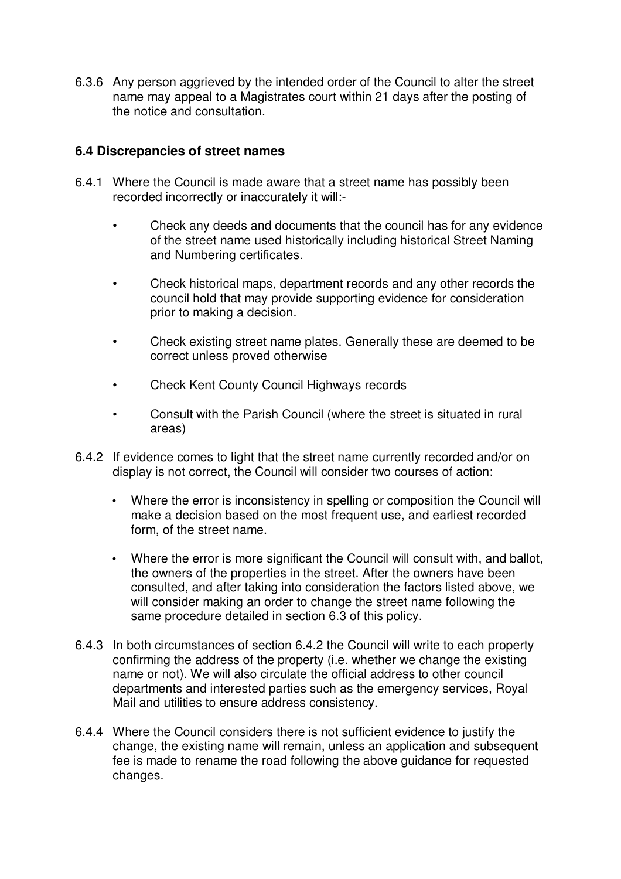6.3.6 Any person aggrieved by the intended order of the Council to alter the street name may appeal to a Magistrates court within 21 days after the posting of the notice and consultation.

### 6.4 Discrepancies of street names

6.4.1 Where the Council is made aware that a street name has possibly been recorded incorrectly or inaccurately it will:-

- Check any deeds and documents that the council has for any evidence of the street name used historically including historical Street Naming and Numbering certificates.
- Check historical maps, department records and any other records the council hold that may provide supporting evidence for consideration prior to making a decision.
- Check existing street name plates. Generally these are deemed to be correct unless proved otherwise
- Check Kent County Council Highways records
- Consult with the Parish Council (where the street is situated in rural areas)

6.4.2 If evidence comes to light that the street name currently recorded and/or on display is not correct, the Council will consider two courses of action:

- Where the error is inconsistency in spelling or composition the Council will make a decision based on the most frequent use, and earliest recorded form, of the street name.
- Where the error is more significant the Council will consult with, and ballot, the owners of the properties in the street. After the owners have been consulted, and after taking into consideration the factors listed above, we will consider making an order to change the street name following the same procedure detailed in section 6.3 of this policy.

6.4.3 In both circumstances of section 6.4.2 the Council will write to each property confirming the address of the property (i.e. whether we change the existing name or not). We will also circulate the official address to other council departments and interested parties such as the emergency services, Royal Mail and utilities to ensure address consistency.

6.4.4 Where the Council considers there is not sufficient evidence to justify the change, the existing name will remain, unless an application and subsequent fee is made to rename the road following the above guidance for requested changes.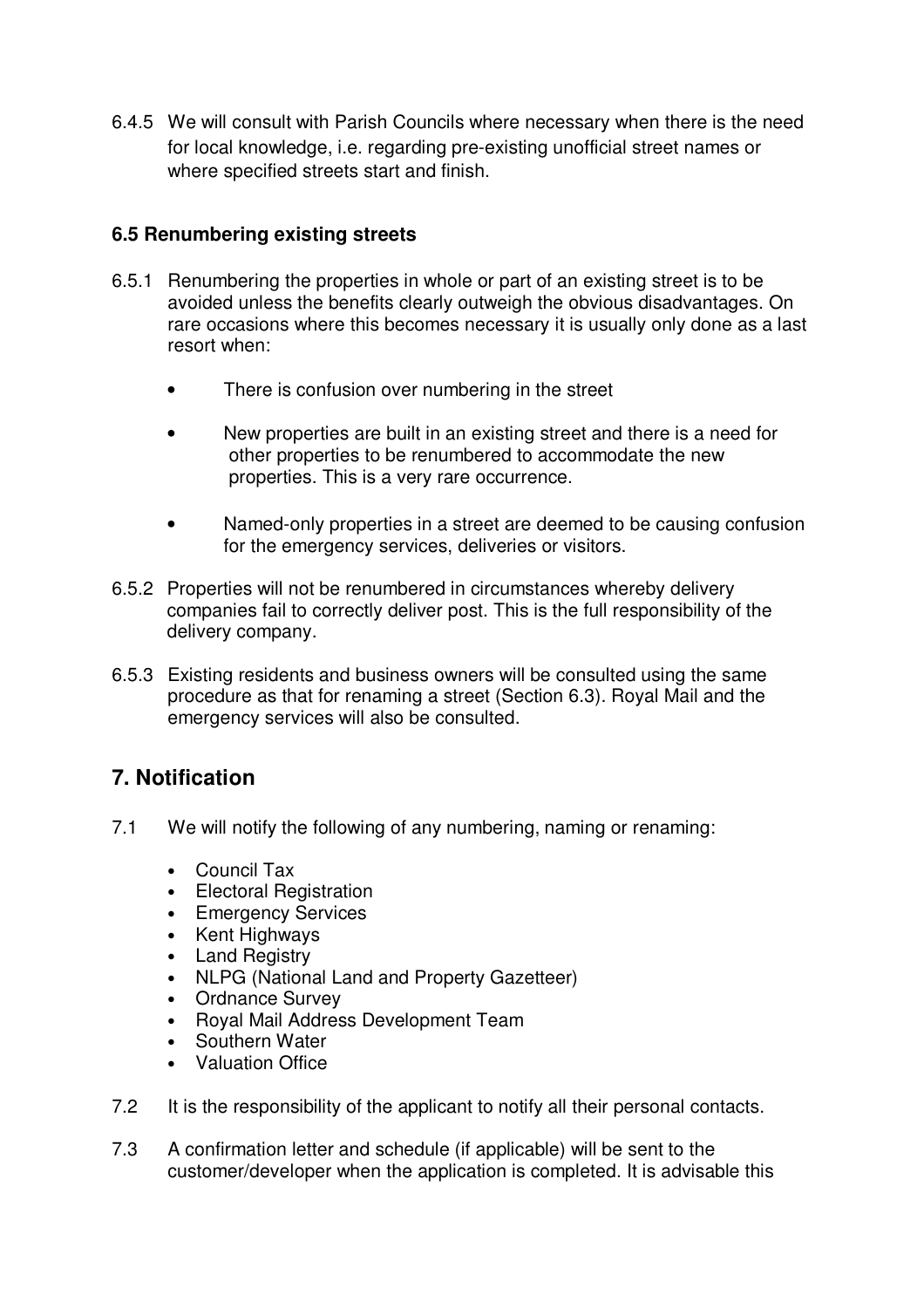6.4.5 We will consult with Parish Councils where necessary when there is the need for local knowledge, i.e. regarding pre-existing unofficial street names or where specified streets start and finish.

### 6.5 Renumbering existing streets

6.5.1 Renumbering the properties in whole or part of an existing street is to be avoided unless the benefits clearly outweigh the obvious disadvantages. On rare occasions where this becomes necessary it is usually only done as a last resort when:

- There is confusion over numbering in the street
- New properties are built in an existing street and there is a need for other properties to be renumbered to accommodate the new properties. This is a very rare occurrence.
- Named-only properties in a street are deemed to be causing confusion for the emergency services, deliveries or visitors.

6.5.2 Properties will not be renumbered in circumstances whereby delivery companies fail to correctly deliver post. This is the full responsibility of the delivery company.

6.5.3 Existing residents and business owners will be consulted using the same procedure as that for renaming a street (Section 6.3). Royal Mail and the emergency services will also be consulted.

## 7. Notification

7.1 We will notify the following of any numbering, naming or renaming:

- Council Tax
- Electoral Registration
- Emergency Services
- Kent Highways
- Land Registry
- NLPG (National Land and Property Gazetteer)
- Ordnance Survey
- Royal Mail Address Development Team
- Southern Water
- Valuation Office

7.2 It is the responsibility of the applicant to notify all their personal contacts.

7.3 A confirmation letter and schedule (if applicable) will be sent to the customer/developer when the application is completed. It is advisable this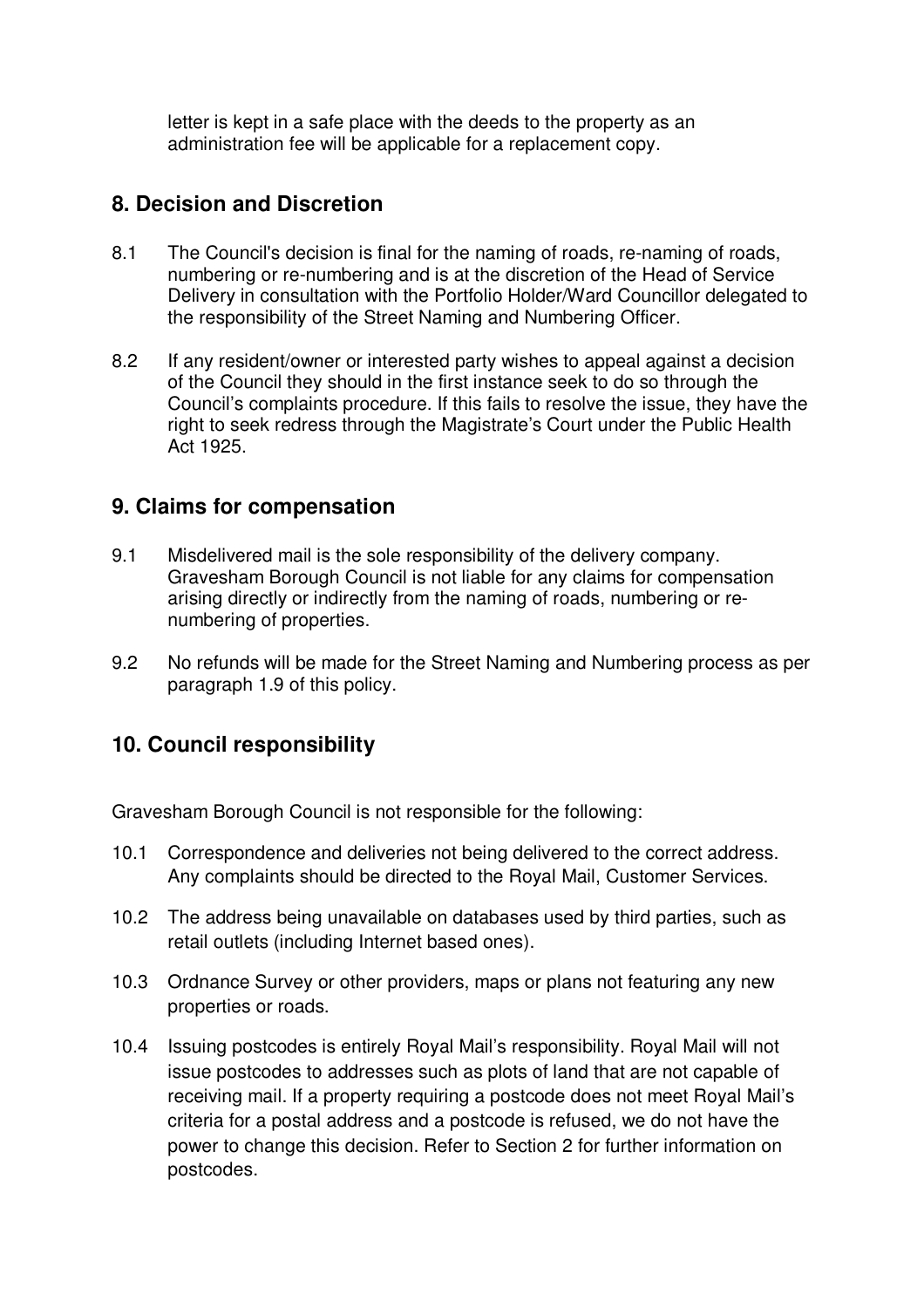letter is kept in a safe place with the deeds to the property as an administration fee will be applicable for a replacement copy.

## 8. Decision and Discretion

8.1 The Council's decision is final for the naming of roads, re-naming of roads, numbering or re-numbering and is at the discretion of the Head of Service Delivery in consultation with the Portfolio Holder/Ward Councillor delegated to the responsibility of the Street Naming and Numbering Officer.

8.2 If any resident/owner or interested party wishes to appeal against a decision of the Council they should in the first instance seek to do so through the Council's complaints procedure. If this fails to resolve the issue, they have the right to seek redress through the Magistrate's Court under the Public Health Act 1925.

## 9. Claims for compensation

9.1 Misdelivered mail is the sole responsibility of the delivery company. Gravesham Borough Council is not liable for any claims for compensation arising directly or indirectly from the naming of roads, numbering or re-numbering of properties.

9.2 No refunds will be made for the Street Naming and Numbering process as per paragraph 1.9 of this policy.

## 10. Council responsibility

Gravesham Borough Council is not responsible for the following:

10.1 Correspondence and deliveries not being delivered to the correct address. Any complaints should be directed to the Royal Mail, Customer Services.

10.2 The address being unavailable on databases used by third parties, such as retail outlets (including Internet based ones).

10.3 Ordnance Survey or other providers, maps or plans not featuring any new properties or roads.

10.4 Issuing postcodes is entirely Royal Mail's responsibility. Royal Mail will not issue postcodes to addresses such as plots of land that are not capable of receiving mail. If a property requiring a postcode does not meet Royal Mail's criteria for a postal address and a postcode is refused, we do not have the power to change this decision. Refer to Section 2 for further information on postcodes.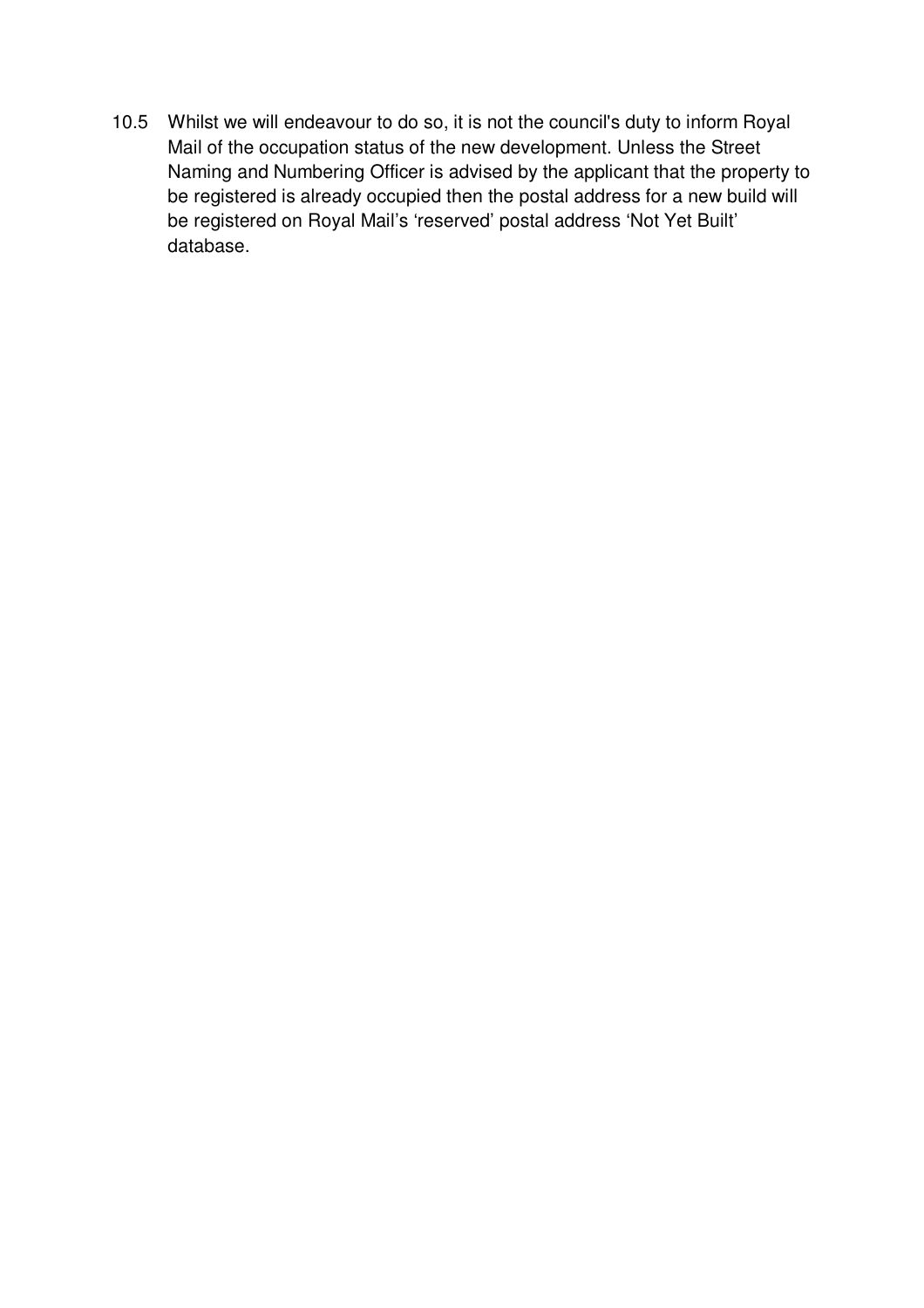10.5 Whilst we will endeavour to do so, it is not the council's duty to inform Royal Mail of the occupation status of the new development. Unless the Street Naming and Numbering Officer is advised by the applicant that the property to be registered is already occupied then the postal address for a new build will be registered on Royal Mail's 'reserved' postal address 'Not Yet Built' database.